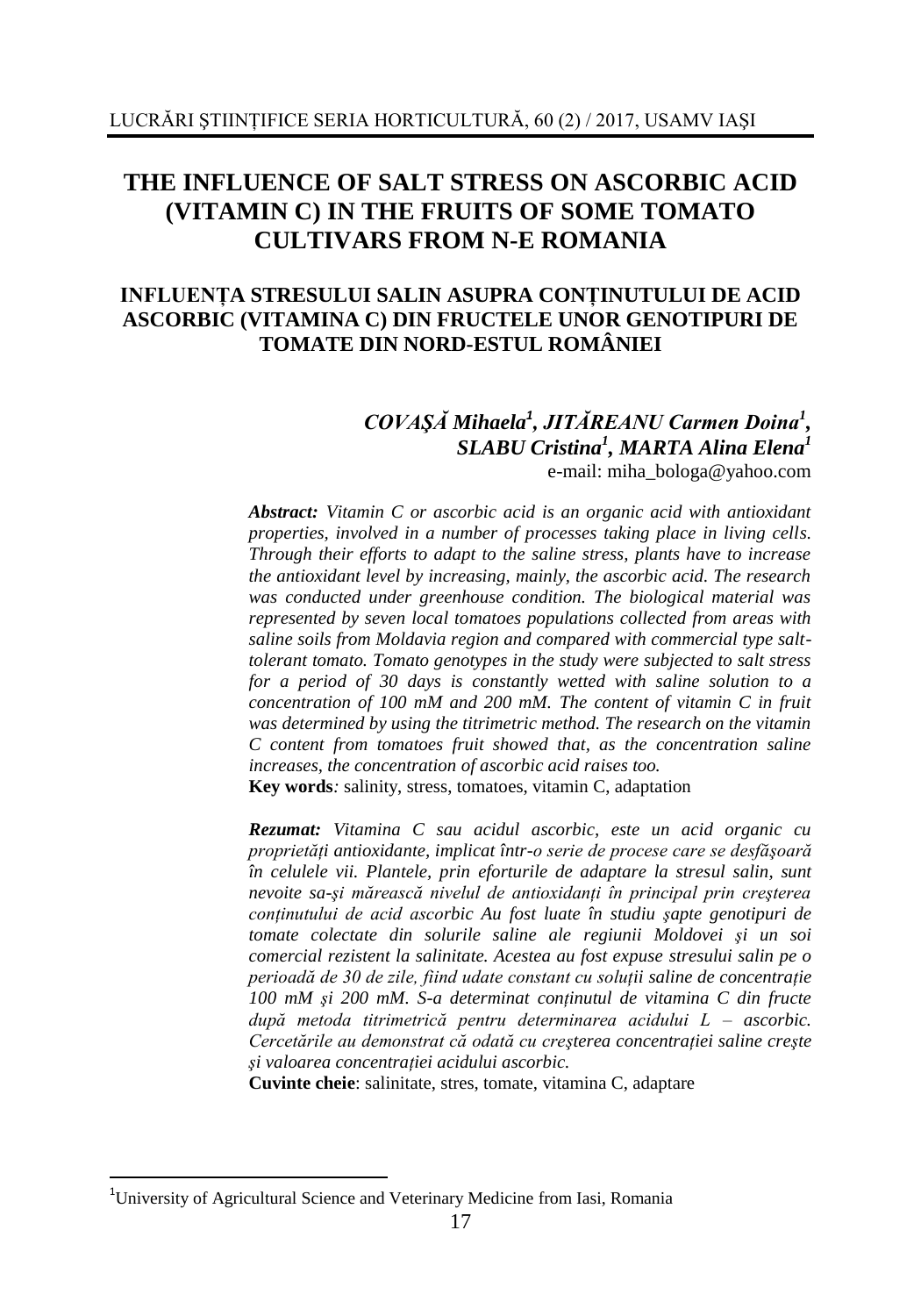# THE INFLUENCE OF SALT STRESS ON ASCORBIC ACID (VITAMIN C) IN THE FRUITS OF SOME TOMATO CULTIVARS FROM N-E ROMANIA

## INFLUENȚA STRESULUI SALIN ASUPRA CONȚINUTULUI DE ACID ASCORBIC (VITAMINA C) DIN FRUCTELE UNOR GENOTIPURI DE TOMATE DIN NORD-ESTUL ROMÂNIEI

***COVAŞĂ Mihaela[1], JITĂREANU Carmen Doina[1], SLABU Cristina[1], MARTA Alina Elena[1]***

e-mail: miha_bologa@yahoo.com

***Abstract:*** *Vitamin C or ascorbic acid is an organic acid with antioxidant properties, involved in a number of processes taking place in living cells. Through their efforts to adapt to the saline stress, plants have to increase the antioxidant level by increasing, mainly, the ascorbic acid. The research was conducted under greenhouse condition. The biological material was represented by seven local tomatoes populations collected from areas with saline soils from Moldavia region and compared with commercial type salt-tolerant tomato. Tomato genotypes in the study were subjected to salt stress for a period of 30 days is constantly wetted with saline solution to a concentration of 100 mM and 200 mM. The content of vitamin C in fruit was determined by using the titrimetric method. The research on the vitamin C content from tomatoes fruit showed that, as the concentration saline increases, the concentration of ascorbic acid raises too.*

**Key words***:* salinity, stress, tomatoes, vitamin C, adaptation

***Rezumat:*** *Vitamina C sau acidul ascorbic, este un acid organic cu proprietăți antioxidante, implicat într-o serie de procese care se desfăşoară în celulele vii. Plantele, prin eforturile de adaptare la stresul salin, sunt nevoite sa-şi mărească nivelul de antioxidanți în principal prin creşterea conținutului de acid ascorbic Au fost luate în studiu şapte genotipuri de tomate colectate din solurile saline ale regiunii Moldovei şi un soi comercial rezistent la salinitate. Acestea au fost expuse stresului salin pe o perioadă de 30 de zile, fiind udate constant cu soluții saline de concentrație 100 mM şi 200 mM. S-a determinat conținutul de vitamina C din fructe după metoda titrimetrică pentru determinarea acidului L – ascorbic. Cercetările au demonstrat că odată cu creşterea concentrației saline creşte şi valoarea concentrației acidului ascorbic.*

**Cuvinte cheie**: salinitate, stres, tomate, vitamina C, adaptare

---

[1]University of Agricultural Science and Veterinary Medicine from Iasi, Romania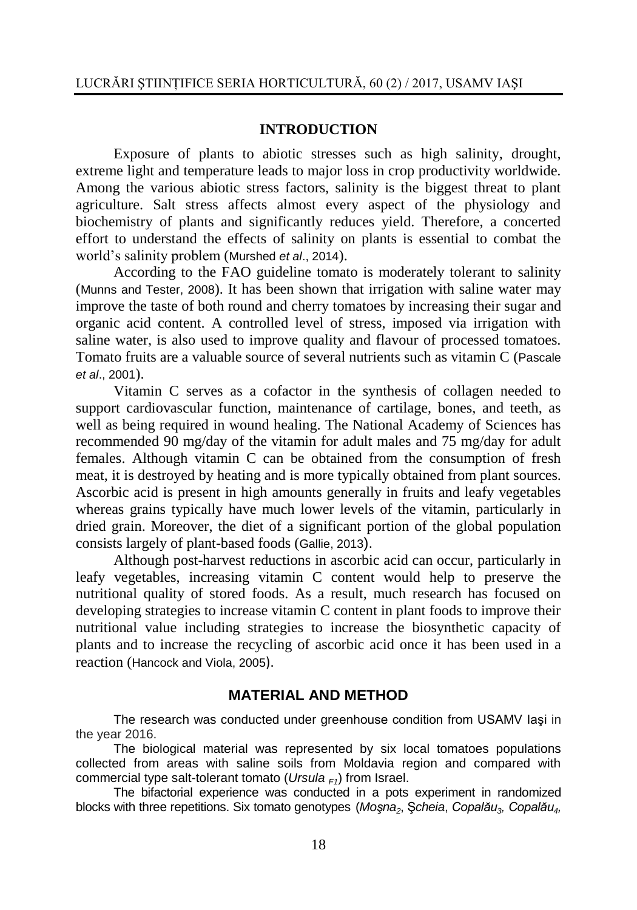## INTRODUCTION

Exposure of plants to abiotic stresses such as high salinity, drought, extreme light and temperature leads to major loss in crop productivity worldwide. Among the various abiotic stress factors, salinity is the biggest threat to plant agriculture. Salt stress affects almost every aspect of the physiology and biochemistry of plants and significantly reduces yield. Therefore, a concerted effort to understand the effects of salinity on plants is essential to combat the world's salinity problem (Murshed *et al*., 2014).

According to the FAO guideline tomato is moderately tolerant to salinity (Munns and Tester, 2008). It has been shown that irrigation with saline water may improve the taste of both round and cherry tomatoes by increasing their sugar and organic acid content. A controlled level of stress, imposed via irrigation with saline water, is also used to improve quality and flavour of processed tomatoes. Tomato fruits are a valuable source of several nutrients such as vitamin C (Pascale *et al*., 2001).

Vitamin C serves as a cofactor in the synthesis of collagen needed to support cardiovascular function, maintenance of cartilage, bones, and teeth, as well as being required in wound healing. The National Academy of Sciences has recommended 90 mg/day of the vitamin for adult males and 75 mg/day for adult females. Although vitamin C can be obtained from the consumption of fresh meat, it is destroyed by heating and is more typically obtained from plant sources. Ascorbic acid is present in high amounts generally in fruits and leafy vegetables whereas grains typically have much lower levels of the vitamin, particularly in dried grain. Moreover, the diet of a significant portion of the global population consists largely of plant-based foods (Gallie, 2013).

Although post-harvest reductions in ascorbic acid can occur, particularly in leafy vegetables, increasing vitamin C content would help to preserve the nutritional quality of stored foods. As a result, much research has focused on developing strategies to increase vitamin C content in plant foods to improve their nutritional value including strategies to increase the biosynthetic capacity of plants and to increase the recycling of ascorbic acid once it has been used in a reaction (Hancock and Viola, 2005).

## MATERIAL AND METHOD

The research was conducted under greenhouse condition from USAMV Iaşi in the year 2016.

The biological material was represented by six local tomatoes populations collected from areas with saline soils from Moldavia region and compared with commercial type salt-tolerant tomato (*Ursula* $_{F1}$) from Israel.

The bifactorial experience was conducted in a pots experiment in randomized blocks with three repetitions. Six tomato genotypes (*Moşna*$_2$, *Şcheia*, *Copalău*$_3$, *Copalău*$_4$,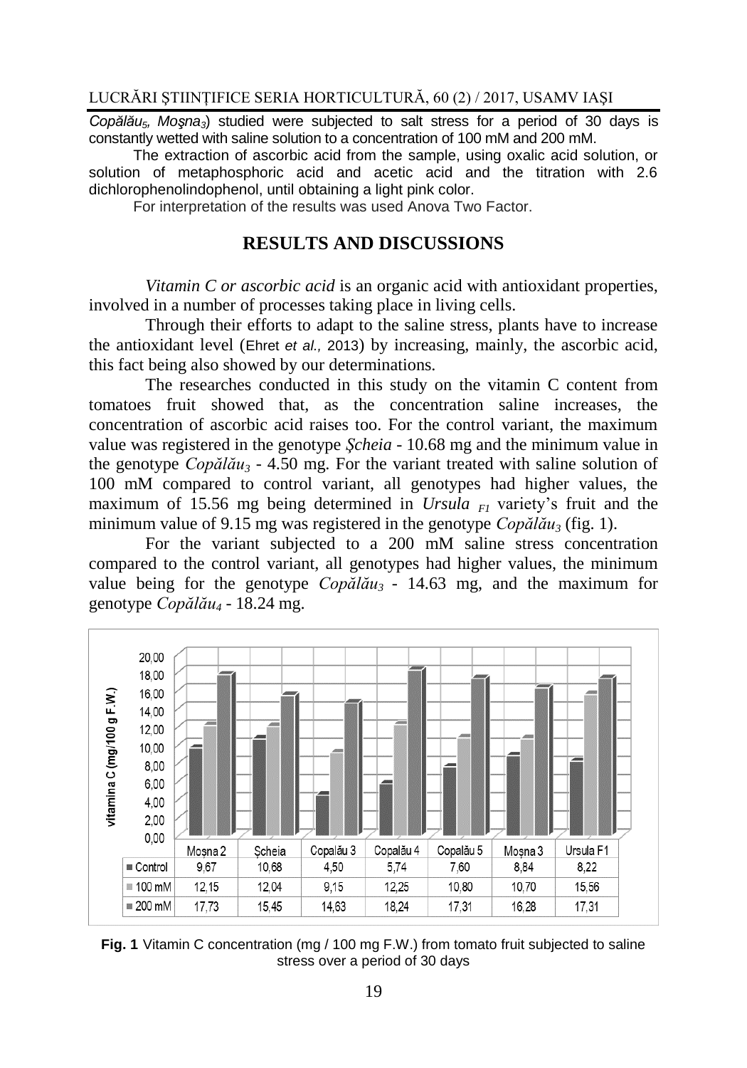*Copălău$_5$, Moşna$_3$*) studied were subjected to salt stress for a period of 30 days is constantly wetted with saline solution to a concentration of 100 mM and 200 mM.

The extraction of ascorbic acid from the sample, using oxalic acid solution, or solution of metaphosphoric acid and acetic acid and the titration with 2.6 dichlorophenolindophenol, until obtaining a light pink color.

For interpretation of the results was used Anova Two Factor.

## RESULTS AND DISCUSSIONS

*Vitamin C or ascorbic acid* is an organic acid with antioxidant properties, involved in a number of processes taking place in living cells.

Through their efforts to adapt to the saline stress, plants have to increase the antioxidant level (Ehret *et al.,* 2013) by increasing, mainly, the ascorbic acid, this fact being also showed by our determinations.

The researches conducted in this study on the vitamin C content from tomatoes fruit showed that, as the concentration saline increases, the concentration of ascorbic acid raises too. For the control variant, the maximum value was registered in the genotype *Şcheia* - 10.68 mg and the minimum value in the genotype *Copălău$_3$* - 4.50 mg. For the variant treated with saline solution of 100 mM compared to control variant, all genotypes had higher values, the maximum of 15.56 mg being determined in *Ursula $_{F1}$* variety's fruit and the minimum value of 9.15 mg was registered in the genotype *Copălău$_3$* (fig. 1).

For the variant subjected to a 200 mM saline stress concentration compared to the control variant, all genotypes had higher values, the minimum value being for the genotype *Copălău$_3$* - 14.63 mg, and the maximum for genotype *Copălău$_4$* - 18.24 mg.

vitamina C (mg/100 g F.W.)

20,00
18,00
16,00
14,00
12,00
10,00
8,00
6,00
4,00
2,00
0,00

Moșna 2, Șcheia, Copalău 3, Copalău 4, Copalău 5, Moșna 3, Ursula F1

Control: 9,67, 10,68, 4,50, 5,74, 7,60, 8,84, 8,22

100 mM: 12,15, 12,04, 9,15, 12,25, 10,80, 10,70, 15,56

200 mM: 17,73, 15,45, 14,63, 18,24, 17,31, 16,28, 17,31

**Fig. 1** Vitamin C concentration (mg / 100 mg F.W.) from tomato fruit subjected to saline stress over a period of 30 days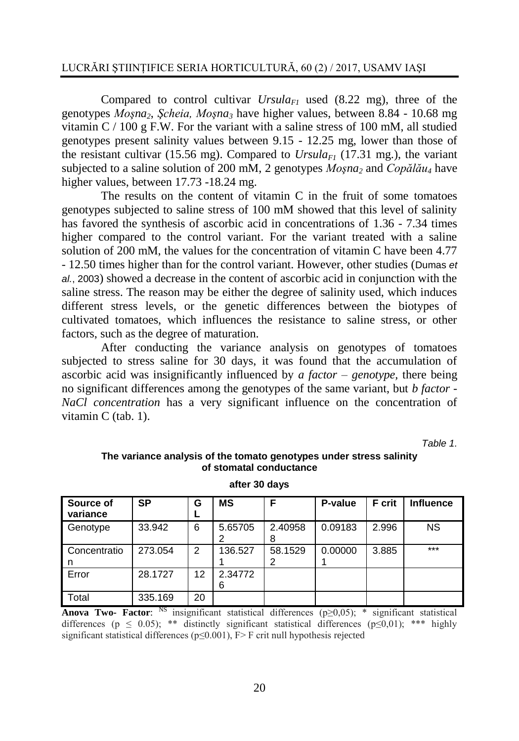Compared to control cultivar *Ursula*$_{F1}$ used (8.22 mg), three of the genotypes *Moşna*$_2$, *Şcheia, Moşna*$_3$ have higher values, between 8.84 - 10.68 mg vitamin C / 100 g F.W. For the variant with a saline stress of 100 mM, all studied genotypes present salinity values between 9.15 - 12.25 mg, lower than those of the resistant cultivar (15.56 mg). Compared to *Ursula*$_{F1}$ (17.31 mg.), the variant subjected to a saline solution of 200 mM, 2 genotypes *Moşna*$_2$ and *Copălău*$_4$ have higher values, between 17.73 -18.24 mg.

The results on the content of vitamin C in the fruit of some tomatoes genotypes subjected to saline stress of 100 mM showed that this level of salinity has favored the synthesis of ascorbic acid in concentrations of 1.36 - 7.34 times higher compared to the control variant. For the variant treated with a saline solution of 200 mM, the values for the concentration of vitamin C have been 4.77 - 12.50 times higher than for the control variant. However, other studies (Dumas *et al.*, 2003) showed a decrease in the content of ascorbic acid in conjunction with the saline stress. The reason may be either the degree of salinity used, which induces different stress levels, or the genetic differences between the biotypes of cultivated tomatoes, which influences the resistance to saline stress, or other factors, such as the degree of maturation.

After conducting the variance analysis on genotypes of tomatoes subjected to stress saline for 30 days, it was found that the accumulation of ascorbic acid was insignificantly influenced by *a factor – genotype*, there being no significant differences among the genotypes of the same variant, but *b factor - NaCl concentration* has a very significant influence on the concentration of vitamin C (tab. 1).

*Table 1.*

**The variance analysis of the tomato genotypes under stress salinity of stomatal conductance**

**after 30 days**

| Source of variance | SP | GL | MS | F | P-value | F crit | Influence |
|---|---|---|---|---|---|---|---|
| Genotype | 33.942 | 6 | 5.657052 | 2.409588 | 0.09183 | 2.996 | NS |
| Concentration | 273.054 | 2 | 136.5271 | 58.15292 | 0.000001 | 3.885 | *** |
| Error | 28.1727 | 12 | 2.347726 | | | | |
| Total | 335.169 | 20 | | | | | |

**Anova Two- Factor**: NS insignificant statistical differences ($p \geq 0,05$); * significant statistical differences ($p \leq 0.05$); ** distinctly significant statistical differences ($p \leq 0,01$); *** highly significant statistical differences ($p \leq 0.001$), F> F crit null hypothesis rejected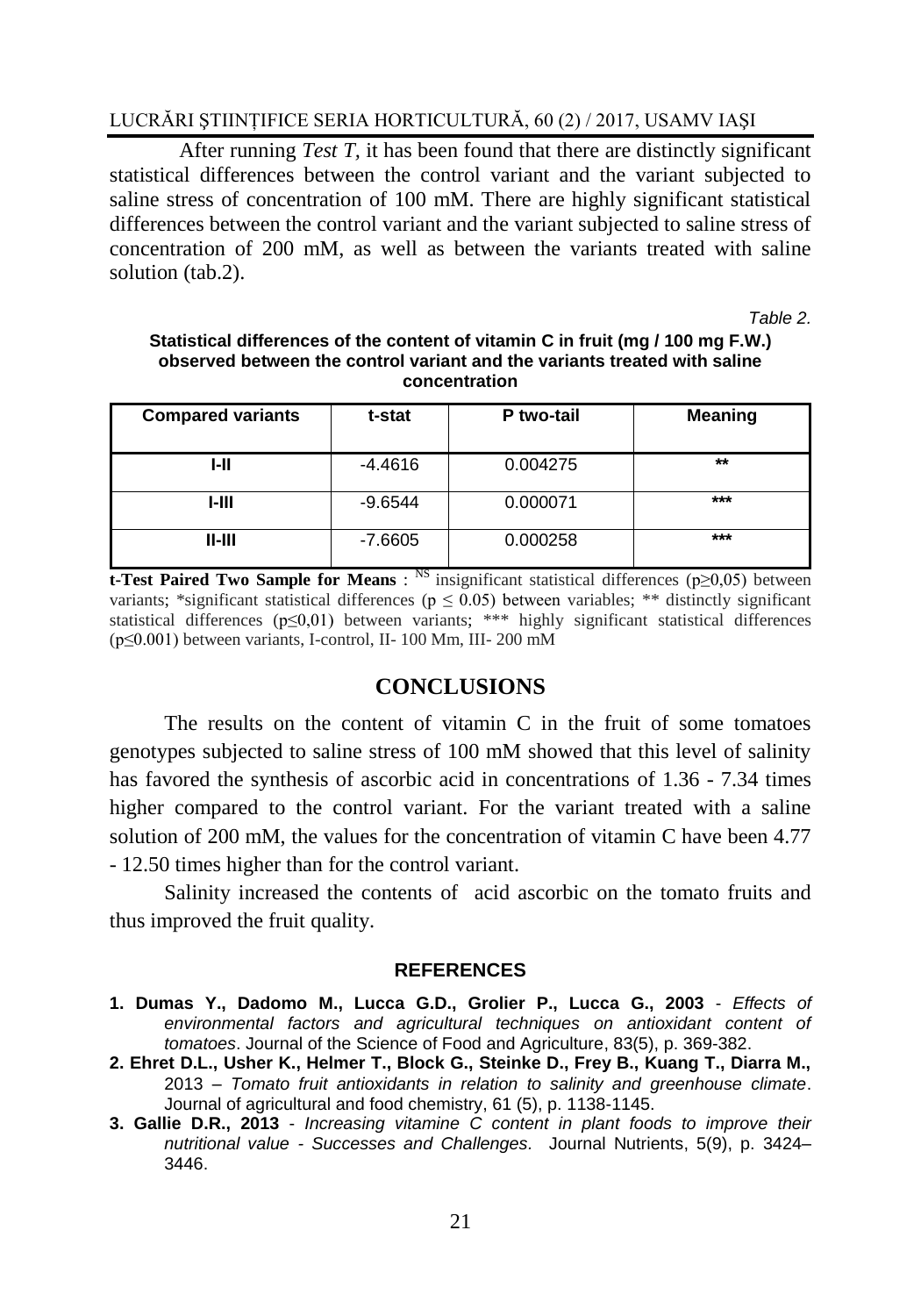After running *Test T*, it has been found that there are distinctly significant statistical differences between the control variant and the variant subjected to saline stress of concentration of 100 mM. There are highly significant statistical differences between the control variant and the variant subjected to saline stress of concentration of 200 mM, as well as between the variants treated with saline solution (tab.2).

*Table 2.*

**Statistical differences of the content of vitamin C in fruit (mg / 100 mg F.W.) observed between the control variant and the variants treated with saline concentration**

| Compared variants | t-stat | P two-tail | Meaning |
|---|---|---|---|
| I-II | -4.4616 | 0.004275 | ** |
| I-III | -9.6544 | 0.000071 | *** |
| II-III | -7.6605 | 0.000258 | *** |

**t-Test Paired Two Sample for Means** : [NS] insignificant statistical differences ($p \geq 0,05$) between variants; *significant statistical differences ($p \leq 0.05$) between variables; ** distinctly significant statistical differences ($p \leq 0,01$) between variants; *** highly significant statistical differences ($p \leq 0.001$) between variants, I-control, II- 100 Mm, III- 200 mM

## CONCLUSIONS

The results on the content of vitamin C in the fruit of some tomatoes genotypes subjected to saline stress of 100 mM showed that this level of salinity has favored the synthesis of ascorbic acid in concentrations of 1.36 - 7.34 times higher compared to the control variant. For the variant treated with a saline solution of 200 mM, the values for the concentration of vitamin C have been 4.77 - 12.50 times higher than for the control variant.

Salinity increased the contents of acid ascorbic on the tomato fruits and thus improved the fruit quality.

## REFERENCES

1. **Dumas Y., Dadomo M., Lucca G.D., Grolier P., Lucca G., 2003** - *Effects of environmental factors and agricultural techniques on antioxident content of tomatoes*. Journal of the Science of Food and Agriculture, 83(5), p. 369-382.
2. **Ehret D.L., Usher K., Helmer T., Block G., Steinke D., Frey B., Kuang T., Diarra M.,** 2013 – *Tomato fruit antioxidants in relation to salinity and greenhouse climate*. Journal of agricultural and food chemistry, 61 (5), p. 1138-1145.
3. **Gallie D.R., 2013** - *Increasing vitamine C content in plant foods to improve their nutritional value - Successes and Challenges*. Journal Nutrients, 5(9), p. 3424–3446.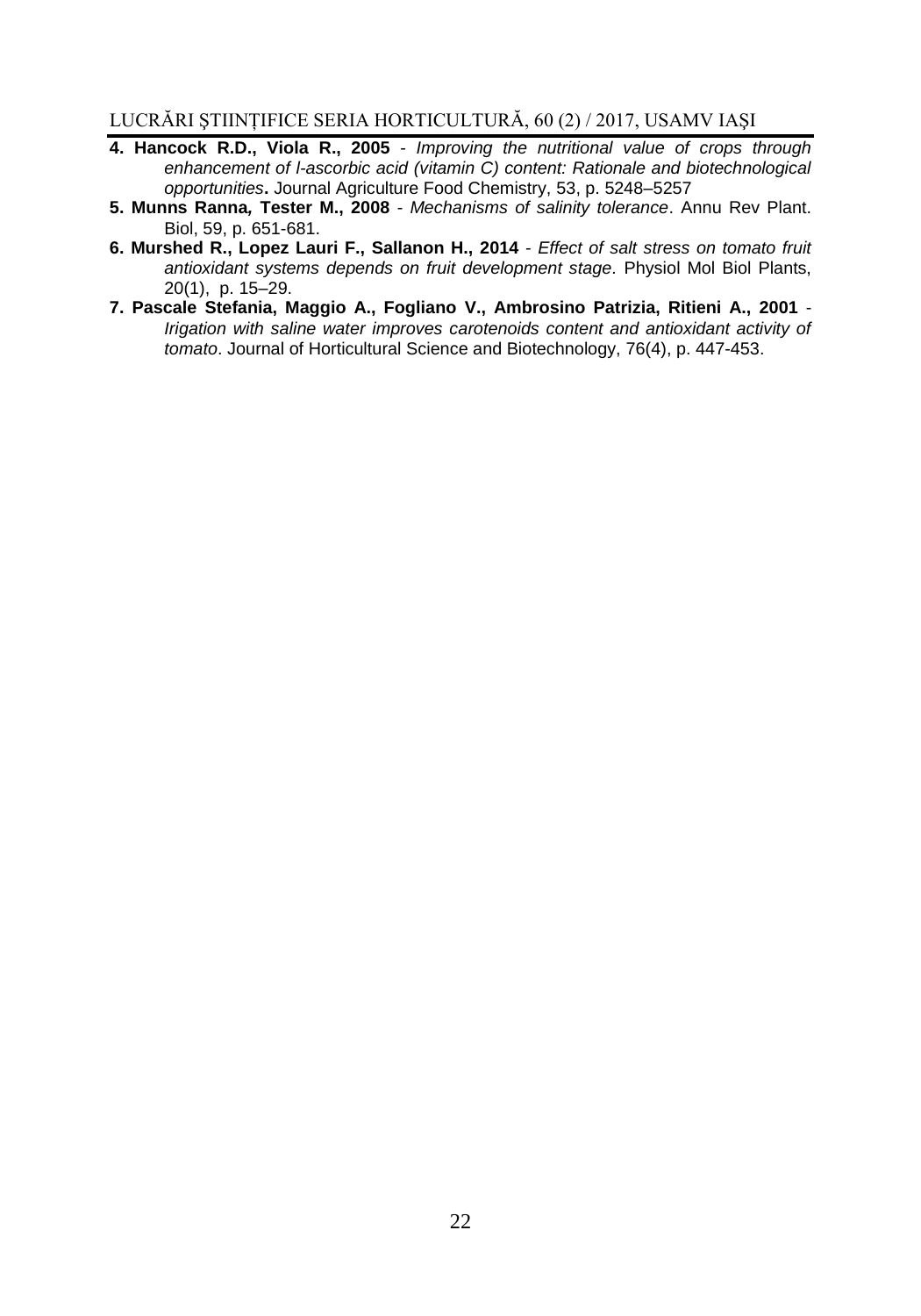4. **Hancock R.D., Viola R., 2005** - *Improving the nutritional value of crops through enhancement of l-ascorbic acid (vitamin C) content: Rationale and biotechnological opportunities***.** Journal Agriculture Food Chemistry, 53, p. 5248–5257

5. **Munns Ranna*,* Tester M., 2008** - *Mechanisms of salinity tolerance*. Annu Rev Plant. Biol, 59, p. 651-681.

6. **Murshed R., Lopez Lauri F., Sallanon H., 2014** - *Effect of salt stress on tomato fruit antioxidant systems depends on fruit development stage*. Physiol Mol Biol Plants, 20(1), p. 15–29.

7. **Pascale Stefania, Maggio A., Fogliano V., Ambrosino Patrizia, Ritieni A., 2001** - *Irigation with saline water improves carotenoids content and antioxidant activity of tomato*. Journal of Horticultural Science and Biotechnology, 76(4), p. 447-453.